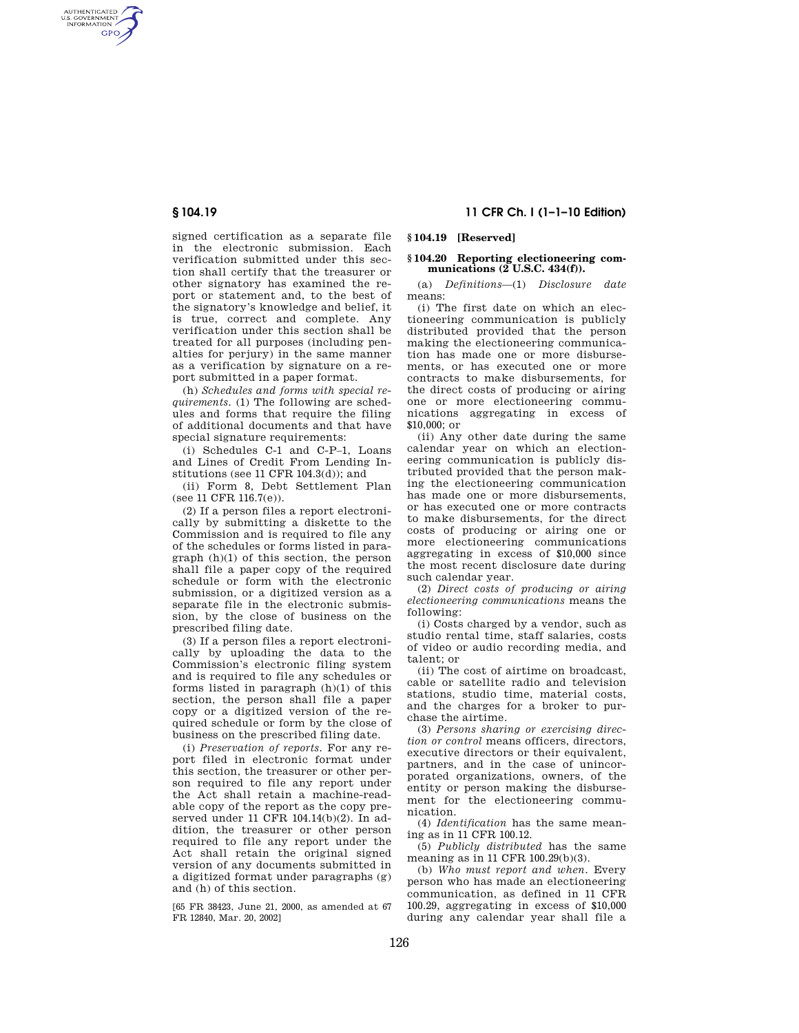signed certification as a separate file in the electronic submission. Each verification submitted under this section shall certify that the treasurer or other signatory has examined the report or statement and, to the best of the signatory's knowledge and belief, it is true, correct and complete. Any verification under this section shall be treated for all purposes (including penalties for perjury) in the same manner as a verification by signature on a report submitted in a paper format.

(h) *Schedules and forms with special requirements.* (1) The following are schedules and forms that require the filing of additional documents and that have special signature requirements:

(i) Schedules C-1 and C-P–1, Loans and Lines of Credit From Lending Institutions (see 11 CFR 104.3(d)); and

(ii) Form 8, Debt Settlement Plan (see 11 CFR 116.7(e)).

(2) If a person files a report electronically by submitting a diskette to the Commission and is required to file any of the schedules or forms listed in paragraph (h)(1) of this section, the person shall file a paper copy of the required schedule or form with the electronic submission, or a digitized version as a separate file in the electronic submission, by the close of business on the prescribed filing date.

(3) If a person files a report electronically by uploading the data to the Commission's electronic filing system and is required to file any schedules or forms listed in paragraph (h)(1) of this section, the person shall file a paper copy or a digitized version of the required schedule or form by the close of business on the prescribed filing date.

(i) *Preservation of reports.* For any report filed in electronic format under this section, the treasurer or other person required to file any report under the Act shall retain a machine-readable copy of the report as the copy preserved under 11 CFR 104.14(b)(2). In addition, the treasurer or other person required to file any report under the Act shall retain the original signed version of any documents submitted in a digitized format under paragraphs (g) and (h) of this section.

[65 FR 38423, June 21, 2000, as amended at 67 FR 12840, Mar. 20, 2002]

## § 104.19 [Reserved]

## § 104.20 Reporting electioneering communications (2 U.S.C. 434(f)).

(a) *Definitions*—(1) *Disclosure date* means:

(i) The first date on which an electioneering communication is publicly distributed provided that the person making the electioneering communication has made one or more disbursements, or has executed one or more contracts to make disbursements, for the direct costs of producing or airing one or more electioneering communications aggregating in excess of $10,000; or

(ii) Any other date during the same calendar year on which an electioneering communication is publicly distributed provided that the person making the electioneering communication has made one or more disbursements, or has executed one or more contracts to make disbursements, for the direct costs of producing or airing one or more electioneering communications aggregating in excess of $10,000 since the most recent disclosure date during such calendar year.

(2) *Direct costs of producing or airing electioneering communications* means the following:

(i) Costs charged by a vendor, such as studio rental time, staff salaries, costs of video or audio recording media, and talent; or

(ii) The cost of airtime on broadcast, cable or satellite radio and television stations, studio time, material costs, and the charges for a broker to purchase the airtime.

(3) *Persons sharing or exercising direction or control* means officers, directors, executive directors or their equivalent, partners, and in the case of unincorporated organizations, owners, of the entity or person making the disbursement for the electioneering communication.

(4) *Identification* has the same meaning as in 11 CFR 100.12.

(5) *Publicly distributed* has the same meaning as in 11 CFR 100.29(b)(3).

(b) *Who must report and when.* Every person who has made an electioneering communication, as defined in 11 CFR 100.29, aggregating in excess of $10,000 during any calendar year shall file a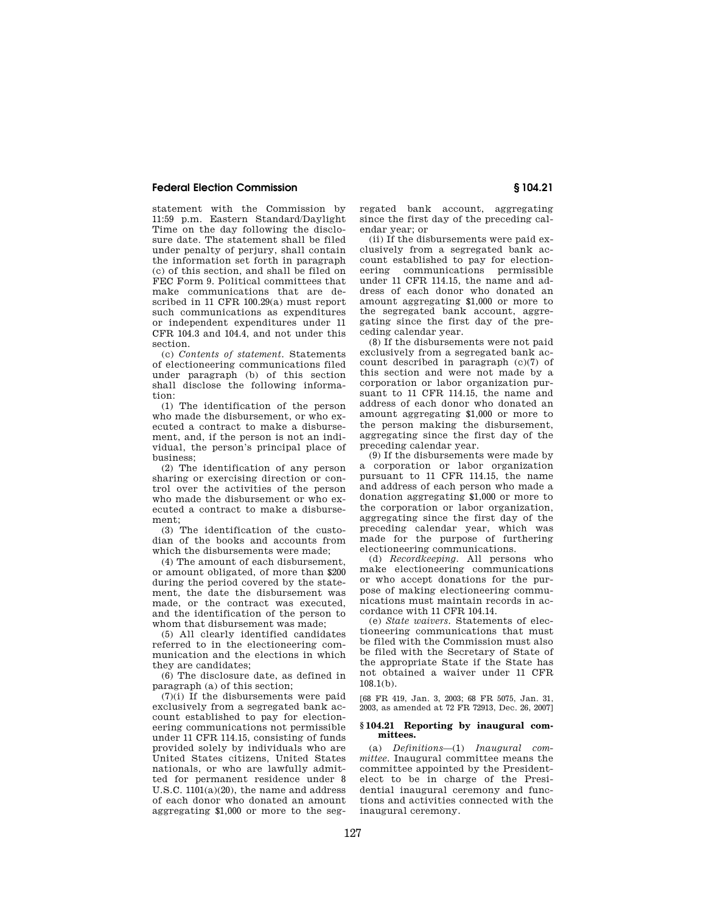statement with the Commission by 11:59 p.m. Eastern Standard/Daylight Time on the day following the disclosure date. The statement shall be filed under penalty of perjury, shall contain the information set forth in paragraph (c) of this section, and shall be filed on FEC Form 9. Political committees that make communications that are described in 11 CFR 100.29(a) must report such communications as expenditures or independent expenditures under 11 CFR 104.3 and 104.4, and not under this section.

(c) *Contents of statement.* Statements of electioneering communications filed under paragraph (b) of this section shall disclose the following information:

(1) The identification of the person who made the disbursement, or who executed a contract to make a disbursement, and, if the person is not an individual, the person's principal place of business;

(2) The identification of any person sharing or exercising direction or control over the activities of the person who made the disbursement or who executed a contract to make a disbursement;

(3) The identification of the custodian of the books and accounts from which the disbursements were made;

(4) The amount of each disbursement, or amount obligated, of more than $200 during the period covered by the statement, the date the disbursement was made, or the contract was executed, and the identification of the person to whom that disbursement was made;

(5) All clearly identified candidates referred to in the electioneering communication and the elections in which they are candidates;

(6) The disclosure date, as defined in paragraph (a) of this section;

(7)(i) If the disbursements were paid exclusively from a segregated bank account established to pay for electioneering communications not permissible under 11 CFR 114.15, consisting of funds provided solely by individuals who are United States citizens, United States nationals, or who are lawfully admitted for permanent residence under 8 U.S.C. 1101(a)(20), the name and address of each donor who donated an amount aggregating $1,000 or more to the segregated bank account, aggregating since the first day of the preceding calendar year; or

(ii) If the disbursements were paid exclusively from a segregated bank account established to pay for electioneering communications permissible under 11 CFR 114.15, the name and address of each donor who donated an amount aggregating $1,000 or more to the segregated bank account, aggregating since the first day of the preceding calendar year.

(8) If the disbursements were not paid exclusively from a segregated bank account described in paragraph (c)(7) of this section and were not made by a corporation or labor organization pursuant to 11 CFR 114.15, the name and address of each donor who donated an amount aggregating $1,000 or more to the person making the disbursement, aggregating since the first day of the preceding calendar year.

(9) If the disbursements were made by a corporation or labor organization pursuant to 11 CFR 114.15, the name and address of each person who made a donation aggregating $1,000 or more to the corporation or labor organization, aggregating since the first day of the preceding calendar year, which was made for the purpose of furthering electioneering communications.

(d) *Recordkeeping.* All persons who make electioneering communications or who accept donations for the purpose of making electioneering communications must maintain records in accordance with 11 CFR 104.14.

(e) *State waivers.* Statements of electioneering communications that must be filed with the Commission must also be filed with the Secretary of State of the appropriate State if the State has not obtained a waiver under 11 CFR 108.1(b).

[68 FR 419, Jan. 3, 2003; 68 FR 5075, Jan. 31, 2003, as amended at 72 FR 72913, Dec. 26, 2007]

## § 104.21 Reporting by inaugural committees.

(a) *Definitions*—(1) *Inaugural committee.* Inaugural committee means the committee appointed by the President-elect to be in charge of the Presidential inaugural ceremony and functions and activities connected with the inaugural ceremony.